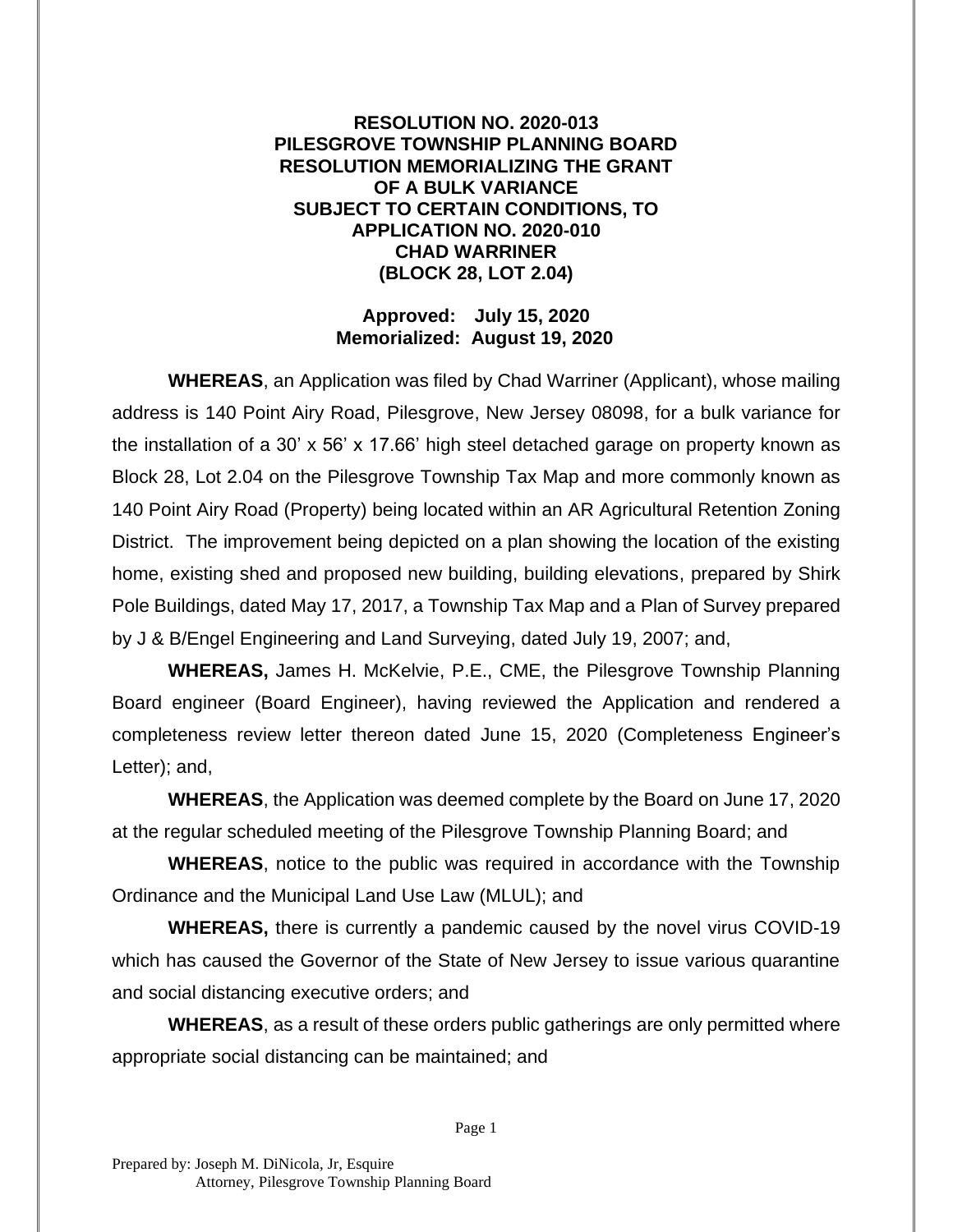**RESOLUTION NO. 2020-013**
**PILESGROVE TOWNSHIP PLANNING BOARD**
**RESOLUTION MEMORIALIZING THE GRANT**
**OF A BULK VARIANCE**
**SUBJECT TO CERTAIN CONDITIONS, TO**
**APPLICATION NO. 2020-010**
**CHAD WARRINER**
**(BLOCK 28, LOT 2.04)**

**Approved: July 15, 2020**
**Memorialized: August 19, 2020**

**WHEREAS**, an Application was filed by Chad Warriner (Applicant), whose mailing address is 140 Point Airy Road, Pilesgrove, New Jersey 08098, for a bulk variance for the installation of a 30' x 56' x 17.66' high steel detached garage on property known as Block 28, Lot 2.04 on the Pilesgrove Township Tax Map and more commonly known as 140 Point Airy Road (Property) being located within an AR Agricultural Retention Zoning District. The improvement being depicted on a plan showing the location of the existing home, existing shed and proposed new building, building elevations, prepared by Shirk Pole Buildings, dated May 17, 2017, a Township Tax Map and a Plan of Survey prepared by J & B/Engel Engineering and Land Surveying, dated July 19, 2007; and,

**WHEREAS,** James H. McKelvie, P.E., CME, the Pilesgrove Township Planning Board engineer (Board Engineer), having reviewed the Application and rendered a completeness review letter thereon dated June 15, 2020 (Completeness Engineer's Letter); and,

**WHEREAS**, the Application was deemed complete by the Board on June 17, 2020 at the regular scheduled meeting of the Pilesgrove Township Planning Board; and

**WHEREAS**, notice to the public was required in accordance with the Township Ordinance and the Municipal Land Use Law (MLUL); and

**WHEREAS,** there is currently a pandemic caused by the novel virus COVID-19 which has caused the Governor of the State of New Jersey to issue various quarantine and social distancing executive orders; and

**WHEREAS**, as a result of these orders public gatherings are only permitted where appropriate social distancing can be maintained; and

Prepared by: Joseph M. DiNicola, Jr, Esquire
Attorney, Pilesgrove Township Planning Board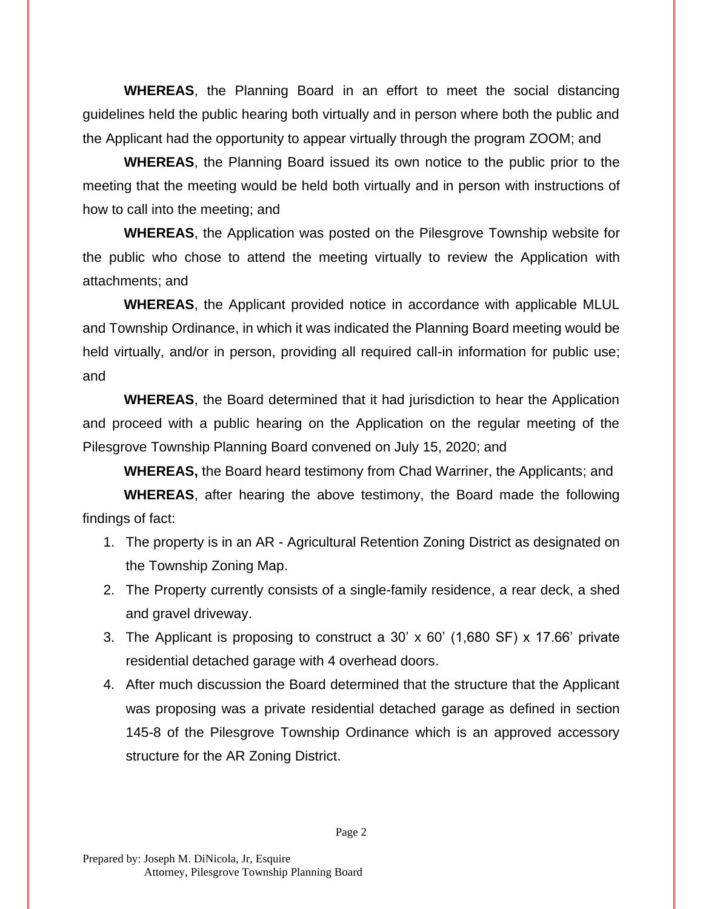**WHEREAS**, the Planning Board in an effort to meet the social distancing guidelines held the public hearing both virtually and in person where both the public and the Applicant had the opportunity to appear virtually through the program ZOOM; and

**WHEREAS**, the Planning Board issued its own notice to the public prior to the meeting that the meeting would be held both virtually and in person with instructions of how to call into the meeting; and

**WHEREAS**, the Application was posted on the Pilesgrove Township website for the public who chose to attend the meeting virtually to review the Application with attachments; and

**WHEREAS**, the Applicant provided notice in accordance with applicable MLUL and Township Ordinance, in which it was indicated the Planning Board meeting would be held virtually, and/or in person, providing all required call-in information for public use; and

**WHEREAS**, the Board determined that it had jurisdiction to hear the Application and proceed with a public hearing on the Application on the regular meeting of the Pilesgrove Township Planning Board convened on July 15, 2020; and

**WHEREAS,** the Board heard testimony from Chad Warriner, the Applicants; and

**WHEREAS**, after hearing the above testimony, the Board made the following findings of fact:

1. The property is in an AR - Agricultural Retention Zoning District as designated on the Township Zoning Map.
2. The Property currently consists of a single-family residence, a rear deck, a shed and gravel driveway.
3. The Applicant is proposing to construct a 30' x 60' (1,680 SF) x 17.66' private residential detached garage with 4 overhead doors.
4. After much discussion the Board determined that the structure that the Applicant was proposing was a private residential detached garage as defined in section 145-8 of the Pilesgrove Township Ordinance which is an approved accessory structure for the AR Zoning District.

Prepared by: Joseph M. DiNicola, Jr, Esquire
Attorney, Pilesgrove Township Planning Board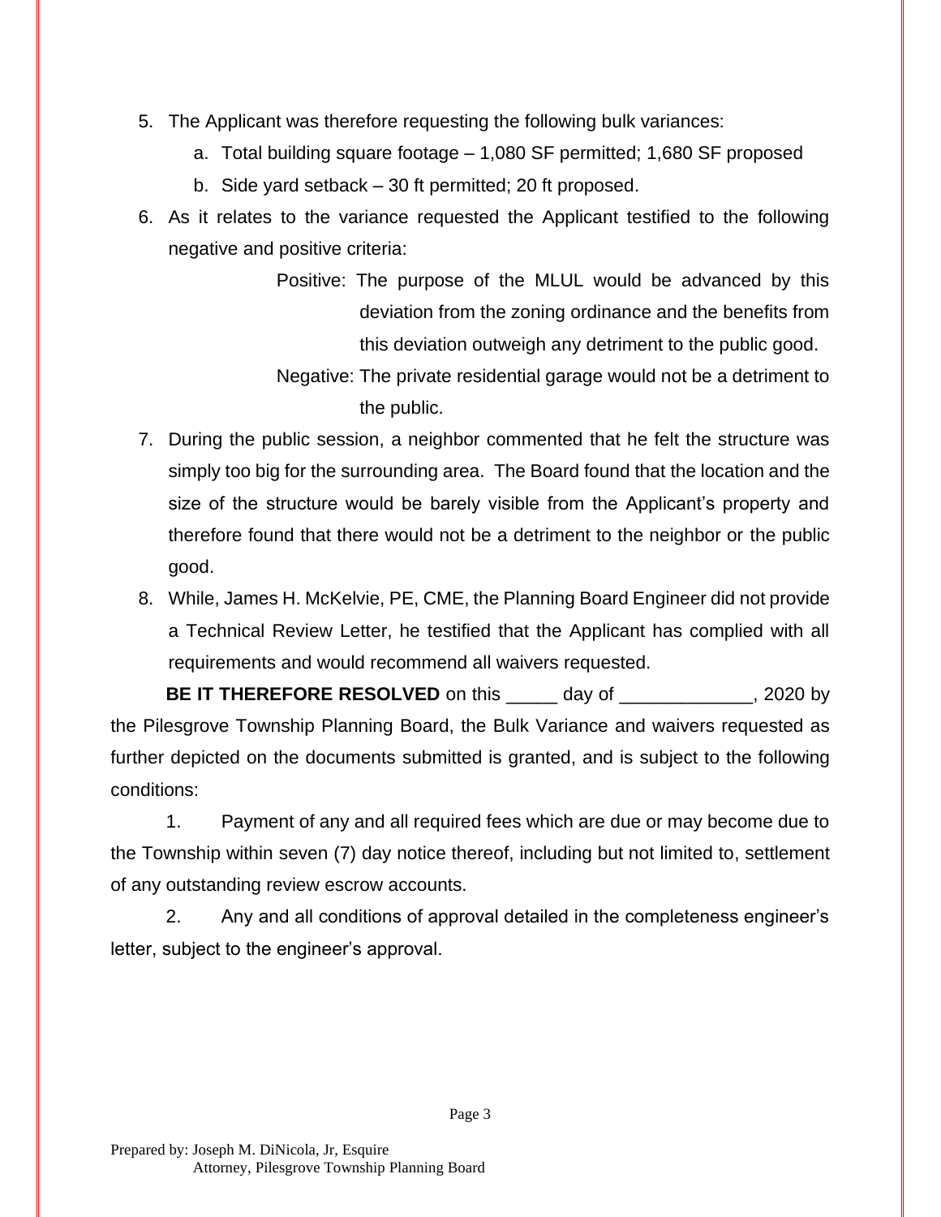5. The Applicant was therefore requesting the following bulk variances:
    a. Total building square footage – 1,080 SF permitted; 1,680 SF proposed
    b. Side yard setback – 30 ft permitted; 20 ft proposed.
6. As it relates to the variance requested the Applicant testified to the following negative and positive criteria:

    Positive: The purpose of the MLUL would be advanced by this deviation from the zoning ordinance and the benefits from this deviation outweigh any detriment to the public good.

    Negative: The private residential garage would not be a detriment to the public.
7. During the public session, a neighbor commented that he felt the structure was simply too big for the surrounding area. The Board found that the location and the size of the structure would be barely visible from the Applicant's property and therefore found that there would not be a detriment to the neighbor or the public good.
8. While, James H. McKelvie, PE, CME, the Planning Board Engineer did not provide a Technical Review Letter, he testified that the Applicant has complied with all requirements and would recommend all waivers requested.

**BE IT THEREFORE RESOLVED** on this _____ day of _____________, 2020 by the Pilesgrove Township Planning Board, the Bulk Variance and waivers requested as further depicted on the documents submitted is granted, and is subject to the following conditions:

1. Payment of any and all required fees which are due or may become due to the Township within seven (7) day notice thereof, including but not limited to, settlement of any outstanding review escrow accounts.

2. Any and all conditions of approval detailed in the completeness engineer's letter, subject to the engineer's approval.

Prepared by: Joseph M. DiNicola, Jr, Esquire
Attorney, Pilesgrove Township Planning Board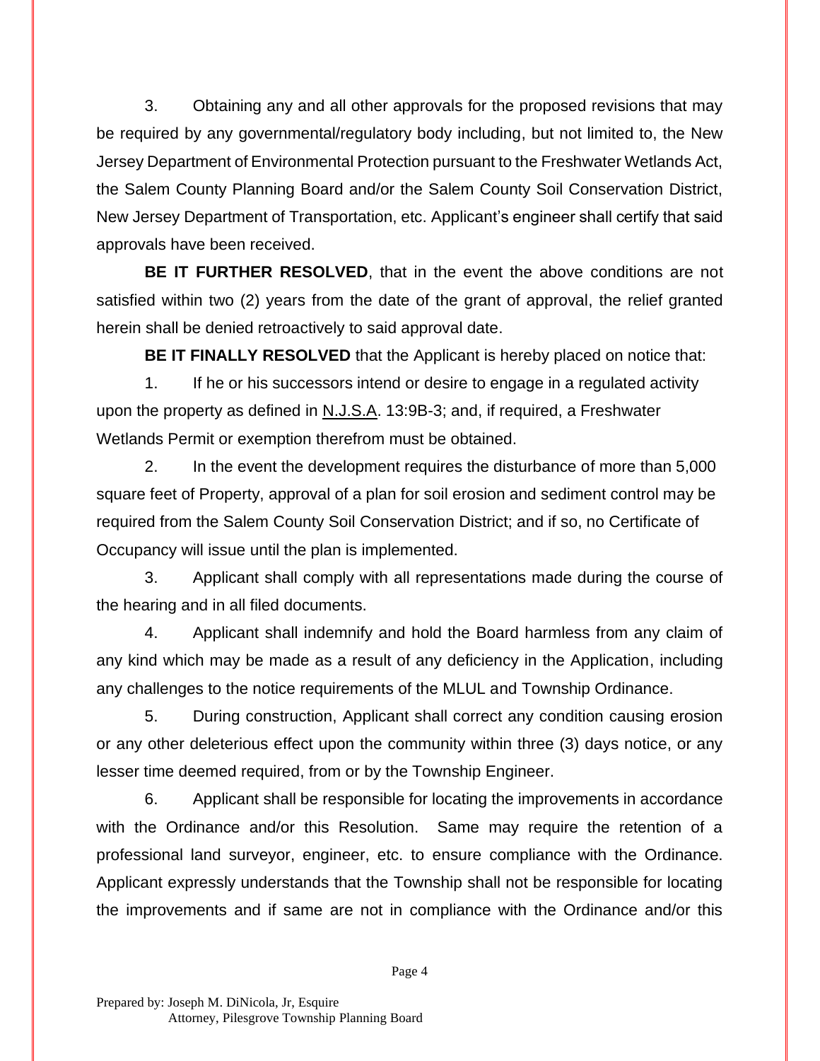3. Obtaining any and all other approvals for the proposed revisions that may be required by any governmental/regulatory body including, but not limited to, the New Jersey Department of Environmental Protection pursuant to the Freshwater Wetlands Act, the Salem County Planning Board and/or the Salem County Soil Conservation District, New Jersey Department of Transportation, etc. Applicant's engineer shall certify that said approvals have been received.

**BE IT FURTHER RESOLVED**, that in the event the above conditions are not satisfied within two (2) years from the date of the grant of approval, the relief granted herein shall be denied retroactively to said approval date.

**BE IT FINALLY RESOLVED** that the Applicant is hereby placed on notice that:

1. If he or his successors intend or desire to engage in a regulated activity upon the property as defined in N.J.S.A. 13:9B-3; and, if required, a Freshwater Wetlands Permit or exemption therefrom must be obtained.

2. In the event the development requires the disturbance of more than 5,000 square feet of Property, approval of a plan for soil erosion and sediment control may be required from the Salem County Soil Conservation District; and if so, no Certificate of Occupancy will issue until the plan is implemented.

3. Applicant shall comply with all representations made during the course of the hearing and in all filed documents.

4. Applicant shall indemnify and hold the Board harmless from any claim of any kind which may be made as a result of any deficiency in the Application, including any challenges to the notice requirements of the MLUL and Township Ordinance.

5. During construction, Applicant shall correct any condition causing erosion or any other deleterious effect upon the community within three (3) days notice, or any lesser time deemed required, from or by the Township Engineer.

6. Applicant shall be responsible for locating the improvements in accordance with the Ordinance and/or this Resolution. Same may require the retention of a professional land surveyor, engineer, etc. to ensure compliance with the Ordinance. Applicant expressly understands that the Township shall not be responsible for locating the improvements and if same are not in compliance with the Ordinance and/or this

Prepared by: Joseph M. DiNicola, Jr, Esquire
Attorney, Pilesgrove Township Planning Board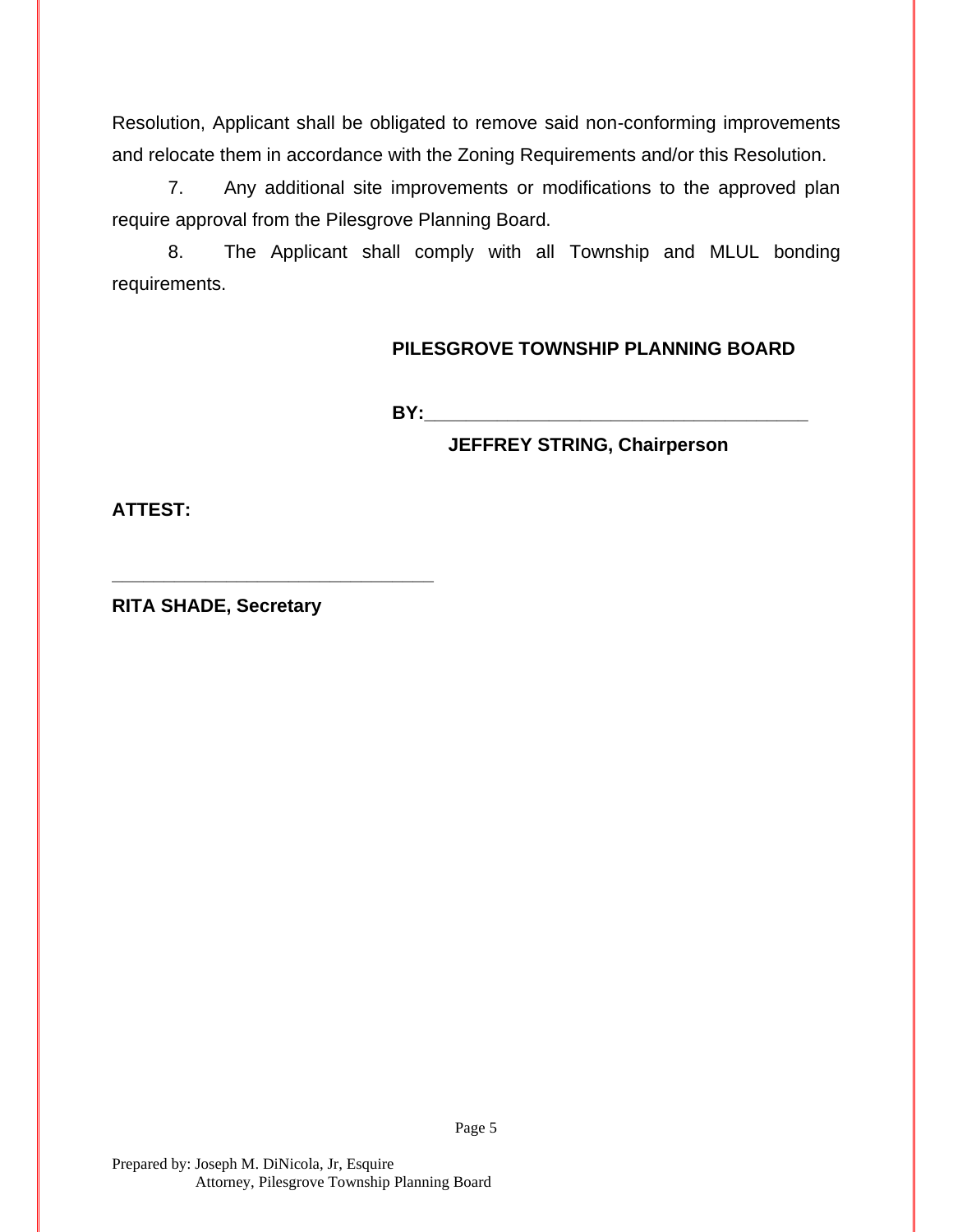Resolution, Applicant shall be obligated to remove said non-conforming improvements and relocate them in accordance with the Zoning Requirements and/or this Resolution.

7. Any additional site improvements or modifications to the approved plan require approval from the Pilesgrove Planning Board.

8. The Applicant shall comply with all Township and MLUL bonding requirements.

**PILESGROVE TOWNSHIP PLANNING BOARD**

**BY:**\_\_\_\_\_\_\_\_\_\_\_\_\_\_\_\_\_\_\_\_\_\_\_\_\_\_\_\_\_\_\_\_\_\_\_\_\_\_\_

**JEFFREY STRING, Chairperson**

**ATTEST:**

\_\_\_\_\_\_\_\_\_\_\_\_\_\_\_\_\_\_\_\_\_\_\_\_\_\_\_\_\_\_\_\_\_\_

**RITA SHADE, Secretary**

Prepared by: Joseph M. DiNicola, Jr, Esquire
Attorney, Pilesgrove Township Planning Board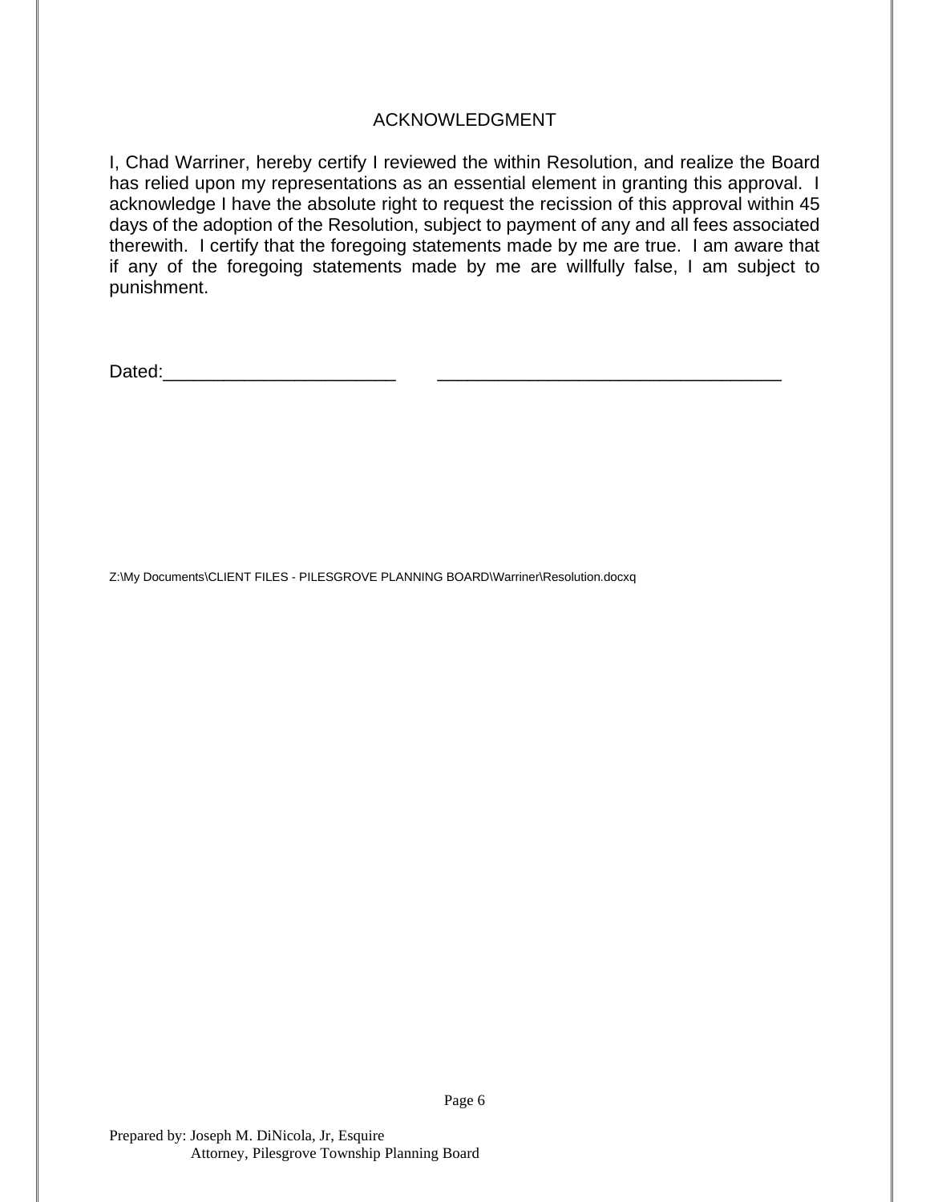## ACKNOWLEDGMENT

I, Chad Warriner, hereby certify I reviewed the within Resolution, and realize the Board has relied upon my representations as an essential element in granting this approval. I acknowledge I have the absolute right to request the recission of this approval within 45 days of the adoption of the Resolution, subject to payment of any and all fees associated therewith. I certify that the foregoing statements made by me are true. I am aware that if any of the foregoing statements made by me are willfully false, I am subject to punishment.

Dated:_______________________ _________________________________

Z:\My Documents\CLIENT FILES - PILESGROVE PLANNING BOARD\Warriner\Resolution.docxq

Prepared by: Joseph M. DiNicola, Jr, Esquire
Attorney, Pilesgrove Township Planning Board